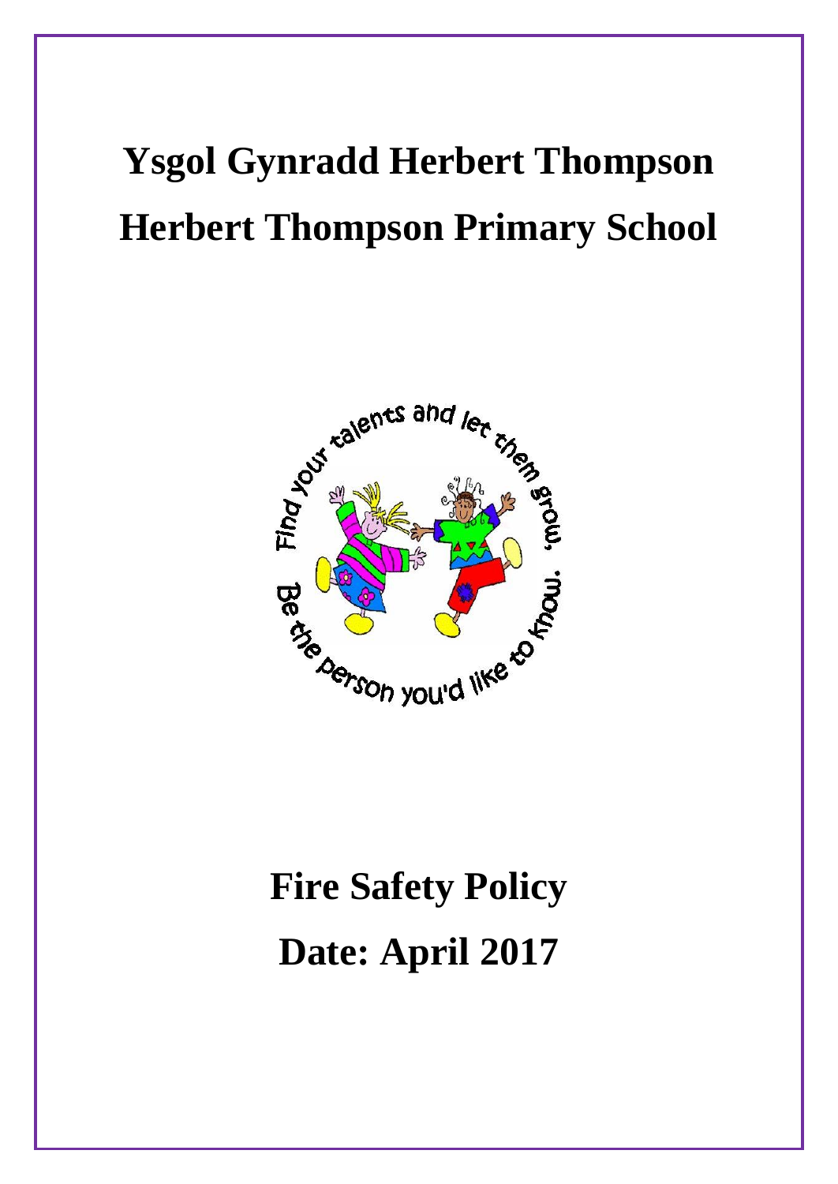# Ysgol Gynradd Herbert Thompson

# Herbert Thompson Primary School

Find your talents and let them grow, Be the person you'd like to know.

# Fire Safety Policy

# Date: April 2017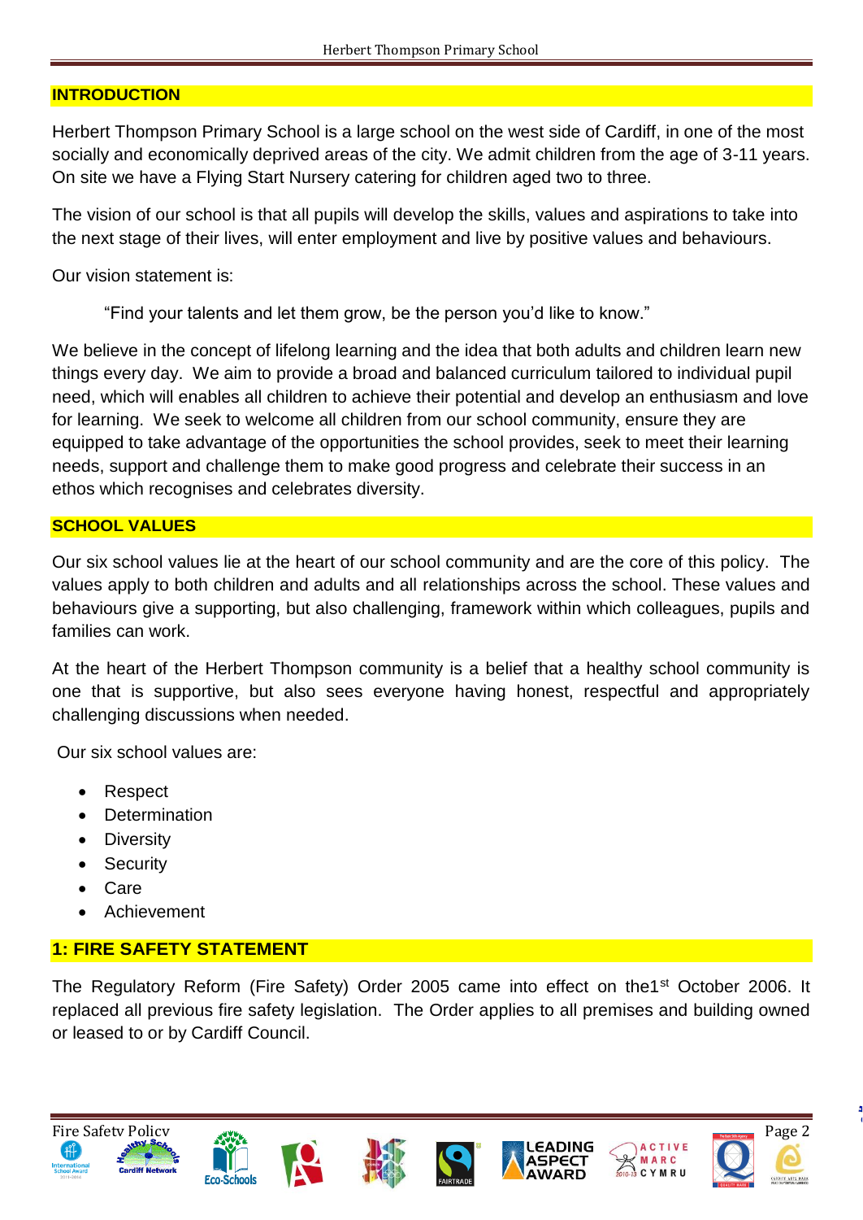## INTRODUCTION

Herbert Thompson Primary School is a large school on the west side of Cardiff, in one of the most socially and economically deprived areas of the city. We admit children from the age of 3-11 years. On site we have a Flying Start Nursery catering for children aged two to three.

The vision of our school is that all pupils will develop the skills, values and aspirations to take into the next stage of their lives, will enter employment and live by positive values and behaviours.

Our vision statement is:

> "Find your talents and let them grow, be the person you'd like to know."

We believe in the concept of lifelong learning and the idea that both adults and children learn new things every day. We aim to provide a broad and balanced curriculum tailored to individual pupil need, which will enables all children to achieve their potential and develop an enthusiasm and love for learning. We seek to welcome all children from our school community, ensure they are equipped to take advantage of the opportunities the school provides, seek to meet their learning needs, support and challenge them to make good progress and celebrate their success in an ethos which recognises and celebrates diversity.

## SCHOOL VALUES

Our six school values lie at the heart of our school community and are the core of this policy. The values apply to both children and adults and all relationships across the school. These values and behaviours give a supporting, but also challenging, framework within which colleagues, pupils and families can work.

At the heart of the Herbert Thompson community is a belief that a healthy school community is one that is supportive, but also sees everyone having honest, respectful and appropriately challenging discussions when needed.

Our six school values are:

- Respect
- Determination
- Diversity
- Security
- Care
- Achievement

## 1: FIRE SAFETY STATEMENT

The Regulatory Reform (Fire Safety) Order 2005 came into effect on the1st October 2006. It replaced all previous fire safety legislation. The Order applies to all premises and building owned or leased to or by Cardiff Council.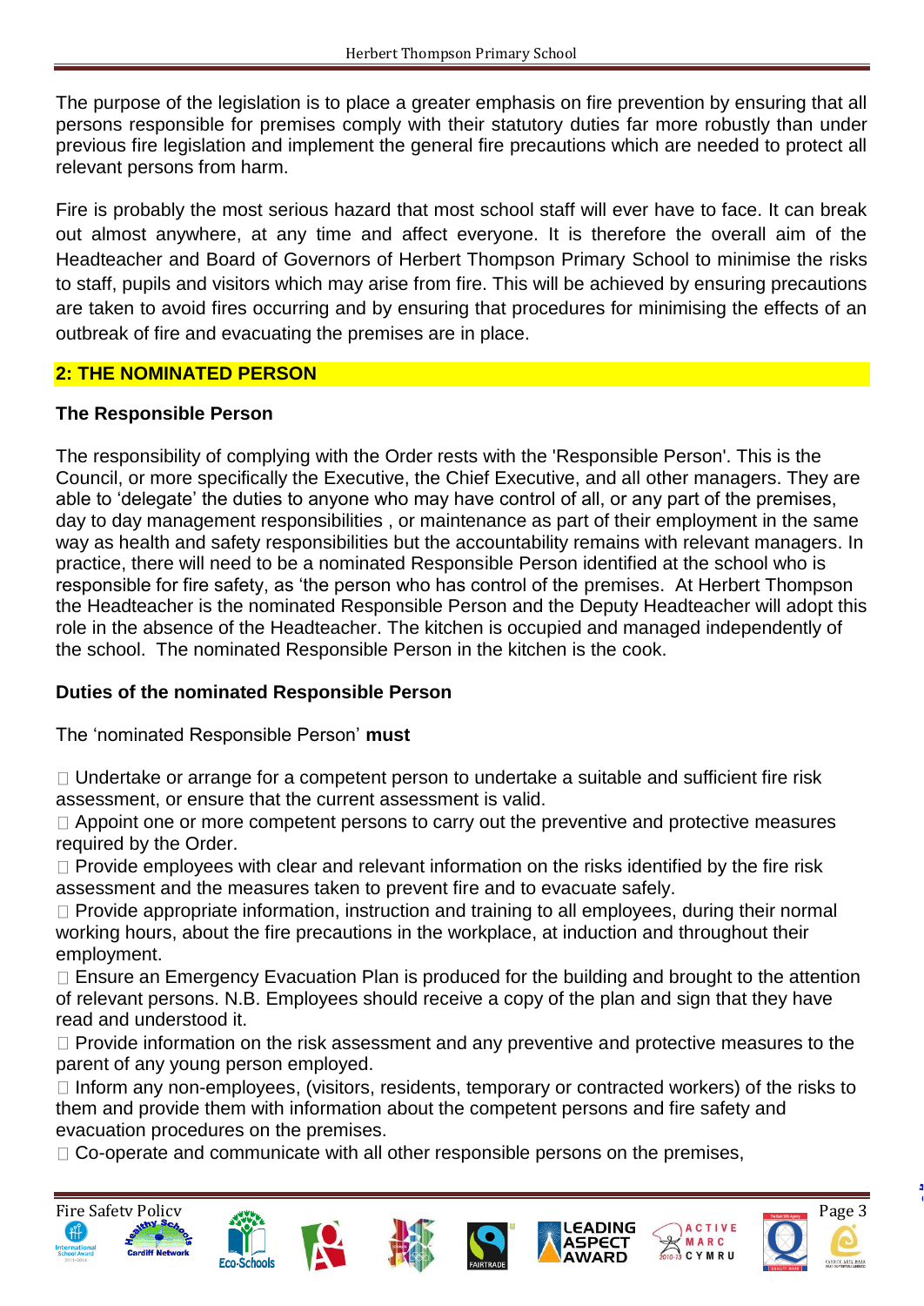The purpose of the legislation is to place a greater emphasis on fire prevention by ensuring that all persons responsible for premises comply with their statutory duties far more robustly than under previous fire legislation and implement the general fire precautions which are needed to protect all relevant persons from harm.

Fire is probably the most serious hazard that most school staff will ever have to face. It can break out almost anywhere, at any time and affect everyone. It is therefore the overall aim of the Headteacher and Board of Governors of Herbert Thompson Primary School to minimise the risks to staff, pupils and visitors which may arise from fire. This will be achieved by ensuring precautions are taken to avoid fires occurring and by ensuring that procedures for minimising the effects of an outbreak of fire and evacuating the premises are in place.

## 2: THE NOMINATED PERSON

### The Responsible Person

The responsibility of complying with the Order rests with the 'Responsible Person'. This is the Council, or more specifically the Executive, the Chief Executive, and all other managers. They are able to 'delegate' the duties to anyone who may have control of all, or any part of the premises, day to day management responsibilities , or maintenance as part of their employment in the same way as health and safety responsibilities but the accountability remains with relevant managers. In practice, there will need to be a nominated Responsible Person identified at the school who is responsible for fire safety, as 'the person who has control of the premises. At Herbert Thompson the Headteacher is the nominated Responsible Person and the Deputy Headteacher will adopt this role in the absence of the Headteacher. The kitchen is occupied and managed independently of the school. The nominated Responsible Person in the kitchen is the cook.

### Duties of the nominated Responsible Person

The 'nominated Responsible Person' **must**

- Undertake or arrange for a competent person to undertake a suitable and sufficient fire risk assessment, or ensure that the current assessment is valid.
- Appoint one or more competent persons to carry out the preventive and protective measures required by the Order.
- Provide employees with clear and relevant information on the risks identified by the fire risk assessment and the measures taken to prevent fire and to evacuate safely.
- Provide appropriate information, instruction and training to all employees, during their normal working hours, about the fire precautions in the workplace, at induction and throughout their employment.
- Ensure an Emergency Evacuation Plan is produced for the building and brought to the attention of relevant persons. N.B. Employees should receive a copy of the plan and sign that they have read and understood it.
- Provide information on the risk assessment and any preventive and protective measures to the parent of any young person employed.
- Inform any non-employees, (visitors, residents, temporary or contracted workers) of the risks to them and provide them with information about the competent persons and fire safety and evacuation procedures on the premises.
- Co-operate and communicate with all other responsible persons on the premises,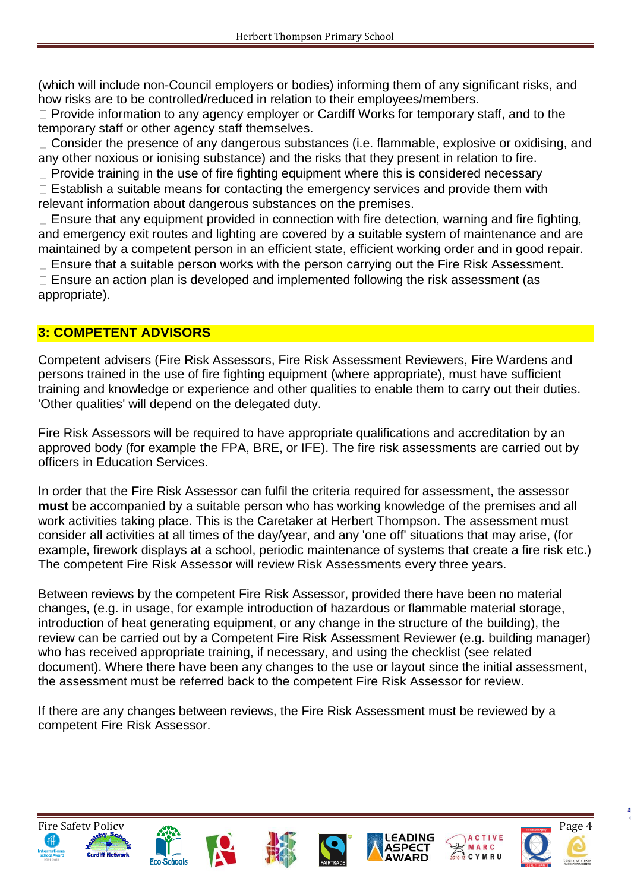(which will include non-Council employers or bodies) informing them of any significant risks, and how risks are to be controlled/reduced in relation to their employees/members.

- Provide information to any agency employer or Cardiff Works for temporary staff, and to the temporary staff or other agency staff themselves.
- Consider the presence of any dangerous substances (i.e. flammable, explosive or oxidising, and any other noxious or ionising substance) and the risks that they present in relation to fire.
- Provide training in the use of fire fighting equipment where this is considered necessary
- Establish a suitable means for contacting the emergency services and provide them with relevant information about dangerous substances on the premises.
- Ensure that any equipment provided in connection with fire detection, warning and fire fighting, and emergency exit routes and lighting are covered by a suitable system of maintenance and are maintained by a competent person in an efficient state, efficient working order and in good repair.
- Ensure that a suitable person works with the person carrying out the Fire Risk Assessment.
- Ensure an action plan is developed and implemented following the risk assessment (as appropriate).

## 3: COMPETENT ADVISORS

Competent advisers (Fire Risk Assessors, Fire Risk Assessment Reviewers, Fire Wardens and persons trained in the use of fire fighting equipment (where appropriate), must have sufficient training and knowledge or experience and other qualities to enable them to carry out their duties. 'Other qualities' will depend on the delegated duty.

Fire Risk Assessors will be required to have appropriate qualifications and accreditation by an approved body (for example the FPA, BRE, or IFE). The fire risk assessments are carried out by officers in Education Services.

In order that the Fire Risk Assessor can fulfil the criteria required for assessment, the assessor **must** be accompanied by a suitable person who has working knowledge of the premises and all work activities taking place. This is the Caretaker at Herbert Thompson. The assessment must consider all activities at all times of the day/year, and any 'one off' situations that may arise, (for example, firework displays at a school, periodic maintenance of systems that create a fire risk etc.) The competent Fire Risk Assessor will review Risk Assessments every three years.

Between reviews by the competent Fire Risk Assessor, provided there have been no material changes, (e.g. in usage, for example introduction of hazardous or flammable material storage, introduction of heat generating equipment, or any change in the structure of the building), the review can be carried out by a Competent Fire Risk Assessment Reviewer (e.g. building manager) who has received appropriate training, if necessary, and using the checklist (see related document). Where there have been any changes to the use or layout since the initial assessment, the assessment must be referred back to the competent Fire Risk Assessor for review.

If there are any changes between reviews, the Fire Risk Assessment must be reviewed by a competent Fire Risk Assessor.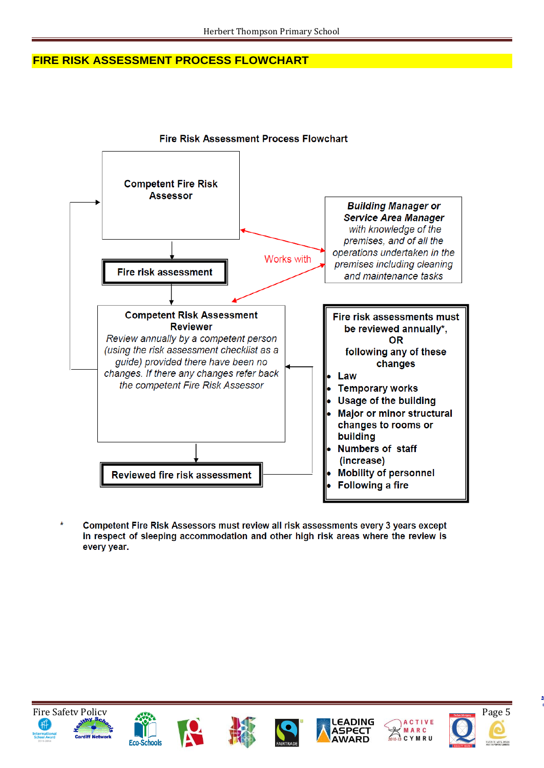# FIRE RISK ASSESSMENT PROCESS FLOWCHART

**Fire Risk Assessment Process Flowchart**

**Competent Fire Risk Assessor**

***Building Manager or Service Area Manager*** *with knowledge of the premises, and of all the operations undertaken in the premises including cleaning and maintenance tasks*

Works with

**Fire risk assessment**

**Competent Risk Assessment Reviewer**
*Review annually by a competent person (using the risk assessment checklist as a guide) provided there have been no changes. If there any changes refer back the competent Fire Risk Assessor*

**Reviewed fire risk assessment**

**Fire risk assessments must be reviewed annually*, OR following any of these changes**

- **Law**
- **Temporary works**
- **Usage of the building**
- **Major or minor structural changes to rooms or building**
- **Numbers of staff (increase)**
- **Mobility of personnel**
- **Following a fire**

\* **Competent Fire Risk Assessors must review all risk assessments every 3 years except in respect of sleeping accommodation and other high risk areas where the review is every year.**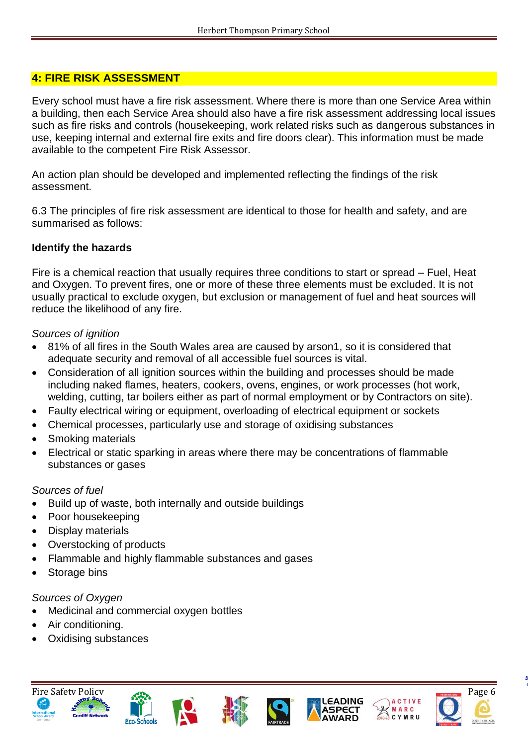## 4: FIRE RISK ASSESSMENT

Every school must have a fire risk assessment. Where there is more than one Service Area within a building, then each Service Area should also have a fire risk assessment addressing local issues such as fire risks and controls (housekeeping, work related risks such as dangerous substances in use, keeping internal and external fire exits and fire doors clear). This information must be made available to the competent Fire Risk Assessor.

An action plan should be developed and implemented reflecting the findings of the risk assessment.

6.3 The principles of fire risk assessment are identical to those for health and safety, and are summarised as follows:

**Identify the hazards**

Fire is a chemical reaction that usually requires three conditions to start or spread – Fuel, Heat and Oxygen. To prevent fires, one or more of these three elements must be excluded. It is not usually practical to exclude oxygen, but exclusion or management of fuel and heat sources will reduce the likelihood of any fire.

*Sources of ignition*

- 81% of all fires in the South Wales area are caused by arson1, so it is considered that adequate security and removal of all accessible fuel sources is vital.
- Consideration of all ignition sources within the building and processes should be made including naked flames, heaters, cookers, ovens, engines, or work processes (hot work, welding, cutting, tar boilers either as part of normal employment or by Contractors on site).
- Faulty electrical wiring or equipment, overloading of electrical equipment or sockets
- Chemical processes, particularly use and storage of oxidising substances
- Smoking materials
- Electrical or static sparking in areas where there may be concentrations of flammable substances or gases

*Sources of fuel*

- Build up of waste, both internally and outside buildings
- Poor housekeeping
- Display materials
- Overstocking of products
- Flammable and highly flammable substances and gases
- Storage bins

*Sources of Oxygen*

- Medicinal and commercial oxygen bottles
- Air conditioning.
- Oxidising substances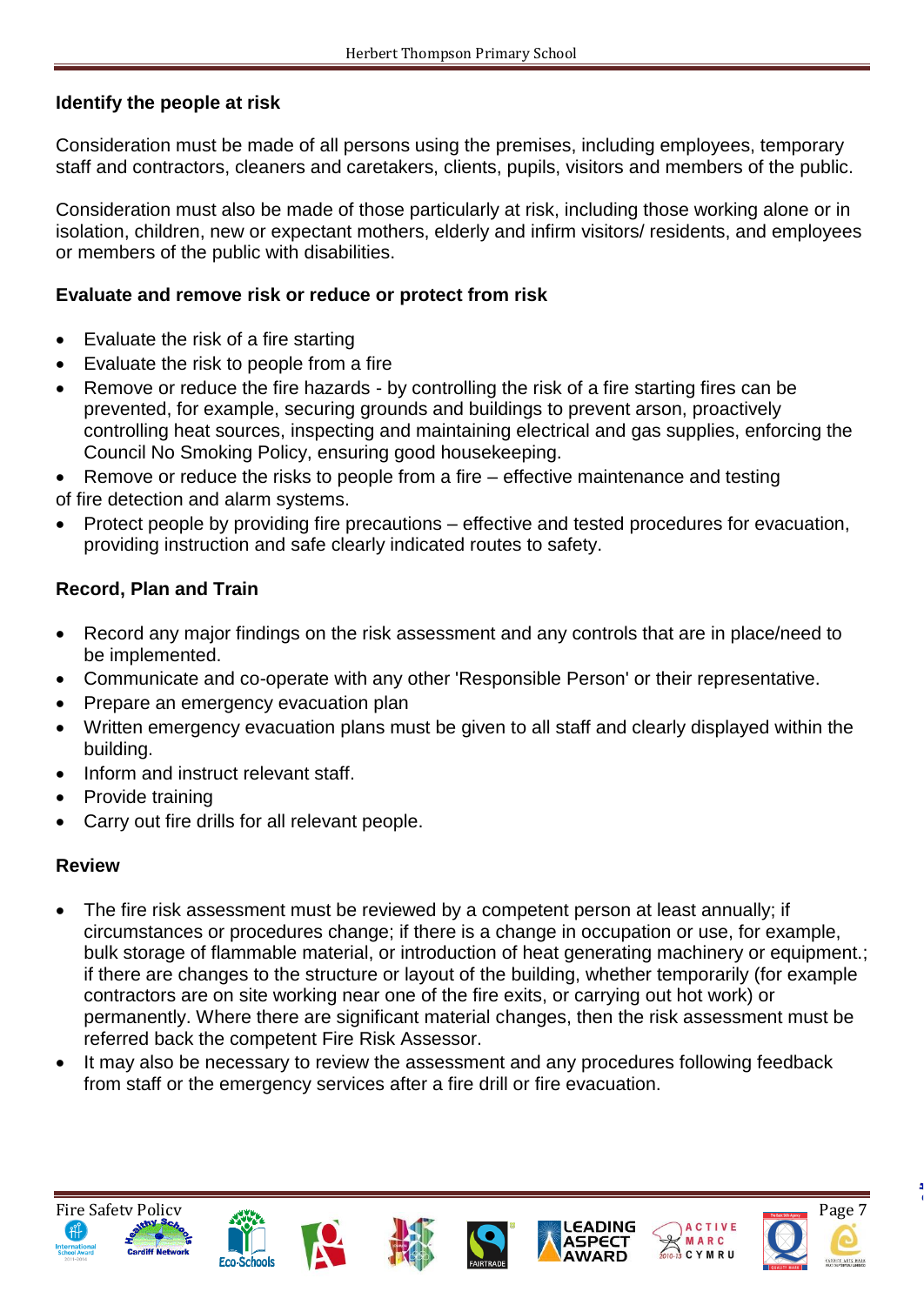**Identify the people at risk**

Consideration must be made of all persons using the premises, including employees, temporary staff and contractors, cleaners and caretakers, clients, pupils, visitors and members of the public.

Consideration must also be made of those particularly at risk, including those working alone or in isolation, children, new or expectant mothers, elderly and infirm visitors/ residents, and employees or members of the public with disabilities.

**Evaluate and remove risk or reduce or protect from risk**

- Evaluate the risk of a fire starting
- Evaluate the risk to people from a fire
- Remove or reduce the fire hazards - by controlling the risk of a fire starting fires can be prevented, for example, securing grounds and buildings to prevent arson, proactively controlling heat sources, inspecting and maintaining electrical and gas supplies, enforcing the Council No Smoking Policy, ensuring good housekeeping.
- Remove or reduce the risks to people from a fire – effective maintenance and testing of fire detection and alarm systems.
- Protect people by providing fire precautions – effective and tested procedures for evacuation, providing instruction and safe clearly indicated routes to safety.

**Record, Plan and Train**

- Record any major findings on the risk assessment and any controls that are in place/need to be implemented.
- Communicate and co-operate with any other 'Responsible Person' or their representative.
- Prepare an emergency evacuation plan
- Written emergency evacuation plans must be given to all staff and clearly displayed within the building.
- Inform and instruct relevant staff.
- Provide training
- Carry out fire drills for all relevant people.

**Review**

- The fire risk assessment must be reviewed by a competent person at least annually; if circumstances or procedures change; if there is a change in occupation or use, for example, bulk storage of flammable material, or introduction of heat generating machinery or equipment.; if there are changes to the structure or layout of the building, whether temporarily (for example contractors are on site working near one of the fire exits, or carrying out hot work) or permanently. Where there are significant material changes, then the risk assessment must be referred back the competent Fire Risk Assessor.
- It may also be necessary to review the assessment and any procedures following feedback from staff or the emergency services after a fire drill or fire evacuation.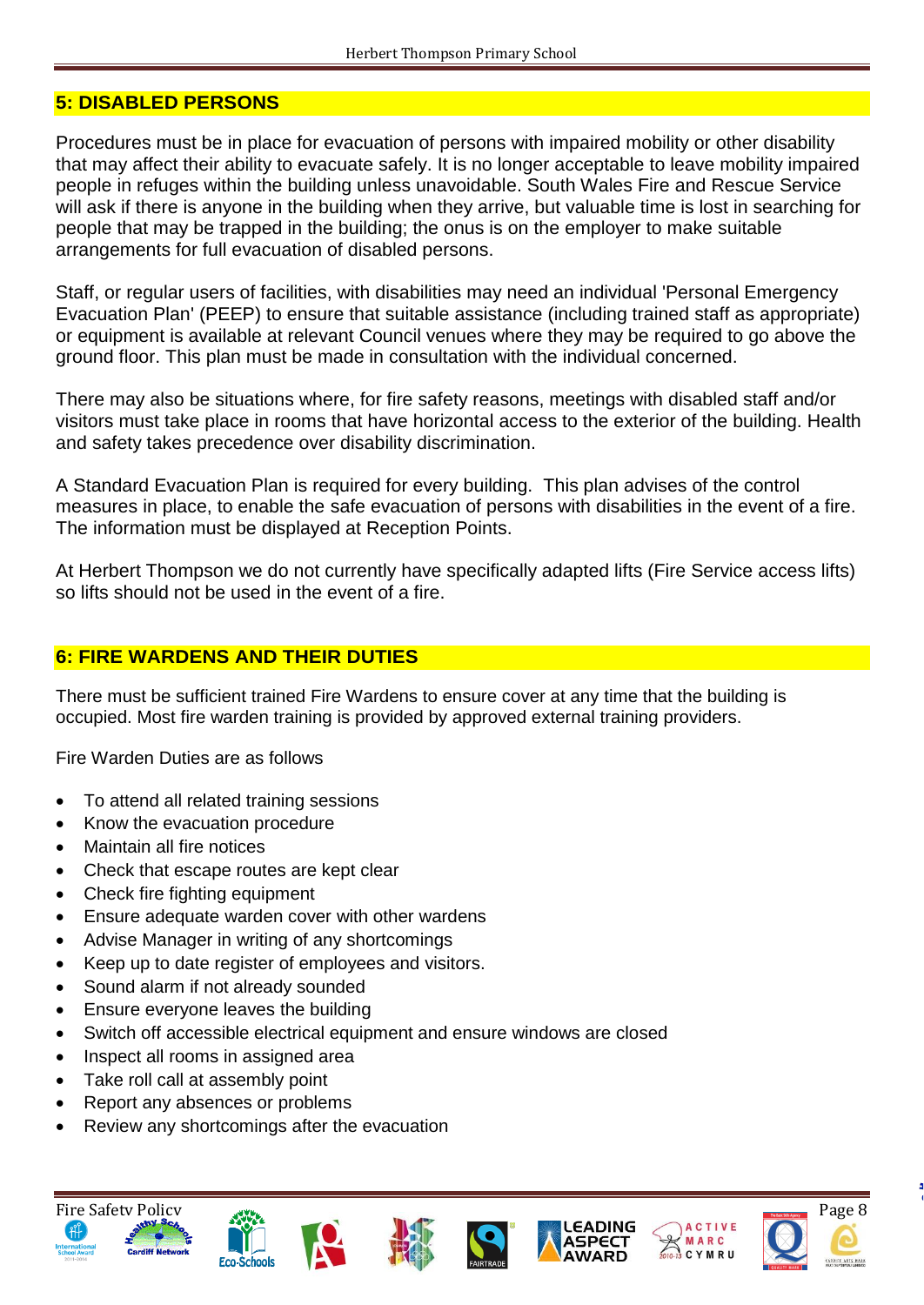## 5: DISABLED PERSONS

Procedures must be in place for evacuation of persons with impaired mobility or other disability that may affect their ability to evacuate safely. It is no longer acceptable to leave mobility impaired people in refuges within the building unless unavoidable. South Wales Fire and Rescue Service will ask if there is anyone in the building when they arrive, but valuable time is lost in searching for people that may be trapped in the building; the onus is on the employer to make suitable arrangements for full evacuation of disabled persons.

Staff, or regular users of facilities, with disabilities may need an individual 'Personal Emergency Evacuation Plan' (PEEP) to ensure that suitable assistance (including trained staff as appropriate) or equipment is available at relevant Council venues where they may be required to go above the ground floor. This plan must be made in consultation with the individual concerned.

There may also be situations where, for fire safety reasons, meetings with disabled staff and/or visitors must take place in rooms that have horizontal access to the exterior of the building. Health and safety takes precedence over disability discrimination.

A Standard Evacuation Plan is required for every building. This plan advises of the control measures in place, to enable the safe evacuation of persons with disabilities in the event of a fire. The information must be displayed at Reception Points.

At Herbert Thompson we do not currently have specifically adapted lifts (Fire Service access lifts) so lifts should not be used in the event of a fire.

## 6: FIRE WARDENS AND THEIR DUTIES

There must be sufficient trained Fire Wardens to ensure cover at any time that the building is occupied. Most fire warden training is provided by approved external training providers.

Fire Warden Duties are as follows

- To attend all related training sessions
- Know the evacuation procedure
- Maintain all fire notices
- Check that escape routes are kept clear
- Check fire fighting equipment
- Ensure adequate warden cover with other wardens
- Advise Manager in writing of any shortcomings
- Keep up to date register of employees and visitors.
- Sound alarm if not already sounded
- Ensure everyone leaves the building
- Switch off accessible electrical equipment and ensure windows are closed
- Inspect all rooms in assigned area
- Take roll call at assembly point
- Report any absences or problems
- Review any shortcomings after the evacuation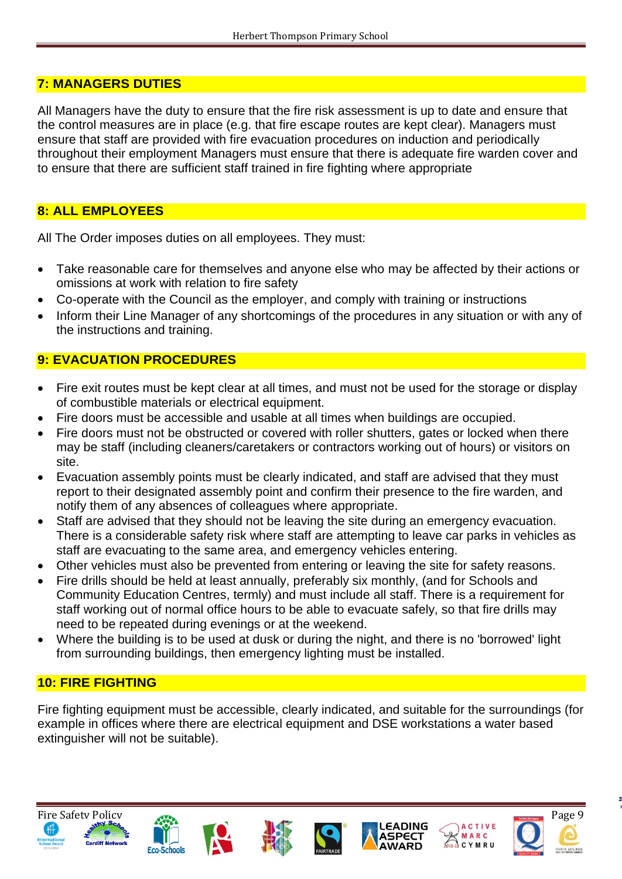## 7: MANAGERS DUTIES

All Managers have the duty to ensure that the fire risk assessment is up to date and ensure that the control measures are in place (e.g. that fire escape routes are kept clear). Managers must ensure that staff are provided with fire evacuation procedures on induction and periodically throughout their employment Managers must ensure that there is adequate fire warden cover and to ensure that there are sufficient staff trained in fire fighting where appropriate

## 8: ALL EMPLOYEES

All The Order imposes duties on all employees. They must:

- Take reasonable care for themselves and anyone else who may be affected by their actions or omissions at work with relation to fire safety
- Co-operate with the Council as the employer, and comply with training or instructions
- Inform their Line Manager of any shortcomings of the procedures in any situation or with any of the instructions and training.

## 9: EVACUATION PROCEDURES

- Fire exit routes must be kept clear at all times, and must not be used for the storage or display of combustible materials or electrical equipment.
- Fire doors must be accessible and usable at all times when buildings are occupied.
- Fire doors must not be obstructed or covered with roller shutters, gates or locked when there may be staff (including cleaners/caretakers or contractors working out of hours) or visitors on site.
- Evacuation assembly points must be clearly indicated, and staff are advised that they must report to their designated assembly point and confirm their presence to the fire warden, and notify them of any absences of colleagues where appropriate.
- Staff are advised that they should not be leaving the site during an emergency evacuation. There is a considerable safety risk where staff are attempting to leave car parks in vehicles as staff are evacuating to the same area, and emergency vehicles entering.
- Other vehicles must also be prevented from entering or leaving the site for safety reasons.
- Fire drills should be held at least annually, preferably six monthly, (and for Schools and Community Education Centres, termly) and must include all staff. There is a requirement for staff working out of normal office hours to be able to evacuate safely, so that fire drills may need to be repeated during evenings or at the weekend.
- Where the building is to be used at dusk or during the night, and there is no 'borrowed' light from surrounding buildings, then emergency lighting must be installed.

## 10: FIRE FIGHTING

Fire fighting equipment must be accessible, clearly indicated, and suitable for the surroundings (for example in offices where there are electrical equipment and DSE workstations a water based extinguisher will not be suitable).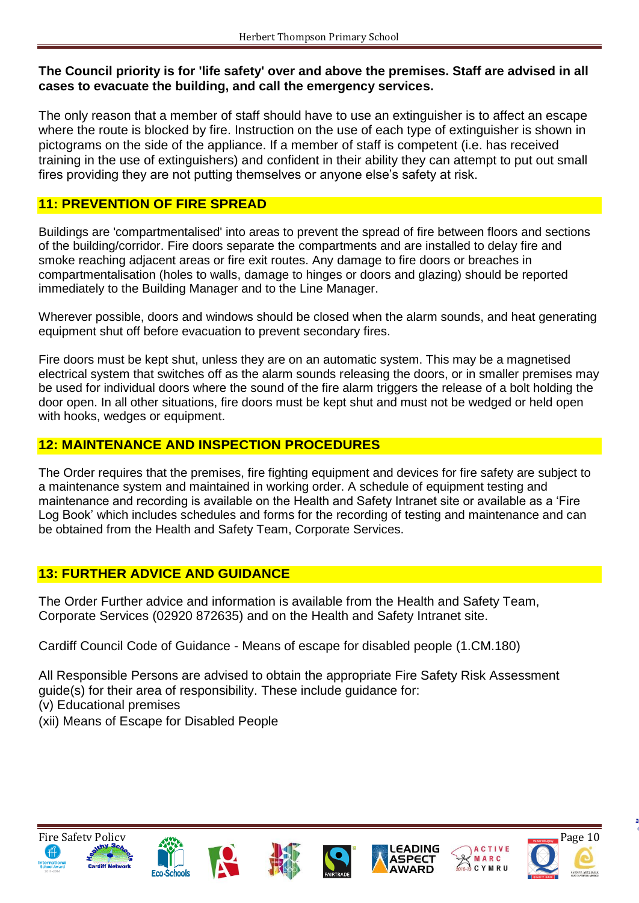**The Council priority is for 'life safety' over and above the premises. Staff are advised in all cases to evacuate the building, and call the emergency services.**

The only reason that a member of staff should have to use an extinguisher is to affect an escape where the route is blocked by fire. Instruction on the use of each type of extinguisher is shown in pictograms on the side of the appliance. If a member of staff is competent (i.e. has received training in the use of extinguishers) and confident in their ability they can attempt to put out small fires providing they are not putting themselves or anyone else's safety at risk.

## 11: PREVENTION OF FIRE SPREAD

Buildings are 'compartmentalised' into areas to prevent the spread of fire between floors and sections of the building/corridor. Fire doors separate the compartments and are installed to delay fire and smoke reaching adjacent areas or fire exit routes. Any damage to fire doors or breaches in compartmentalisation (holes to walls, damage to hinges or doors and glazing) should be reported immediately to the Building Manager and to the Line Manager.

Wherever possible, doors and windows should be closed when the alarm sounds, and heat generating equipment shut off before evacuation to prevent secondary fires.

Fire doors must be kept shut, unless they are on an automatic system. This may be a magnetised electrical system that switches off as the alarm sounds releasing the doors, or in smaller premises may be used for individual doors where the sound of the fire alarm triggers the release of a bolt holding the door open. In all other situations, fire doors must be kept shut and must not be wedged or held open with hooks, wedges or equipment.

## 12: MAINTENANCE AND INSPECTION PROCEDURES

The Order requires that the premises, fire fighting equipment and devices for fire safety are subject to a maintenance system and maintained in working order. A schedule of equipment testing and maintenance and recording is available on the Health and Safety Intranet site or available as a 'Fire Log Book' which includes schedules and forms for the recording of testing and maintenance and can be obtained from the Health and Safety Team, Corporate Services.

## 13: FURTHER ADVICE AND GUIDANCE

The Order Further advice and information is available from the Health and Safety Team, Corporate Services (02920 872635) and on the Health and Safety Intranet site.

Cardiff Council Code of Guidance - Means of escape for disabled people (1.CM.180)

All Responsible Persons are advised to obtain the appropriate Fire Safety Risk Assessment guide(s) for their area of responsibility. These include guidance for:
(v) Educational premises
(xii) Means of Escape for Disabled People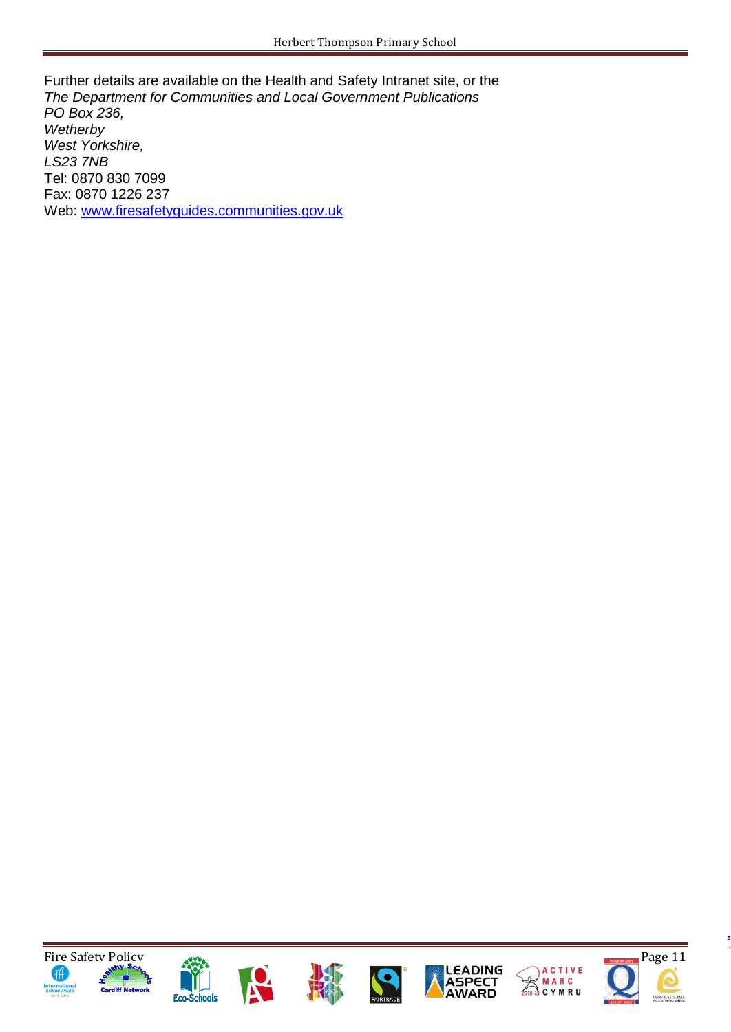Further details are available on the Health and Safety Intranet site, or the
*The Department for Communities and Local Government Publications*
*PO Box 236,*
*Wetherby*
*West Yorkshire,*
*LS23 7NB*
Tel: 0870 830 7099
Fax: 0870 1226 237
Web: [www.firesafetyguides.communities.gov.uk](http://www.firesafetyguides.communities.gov.uk)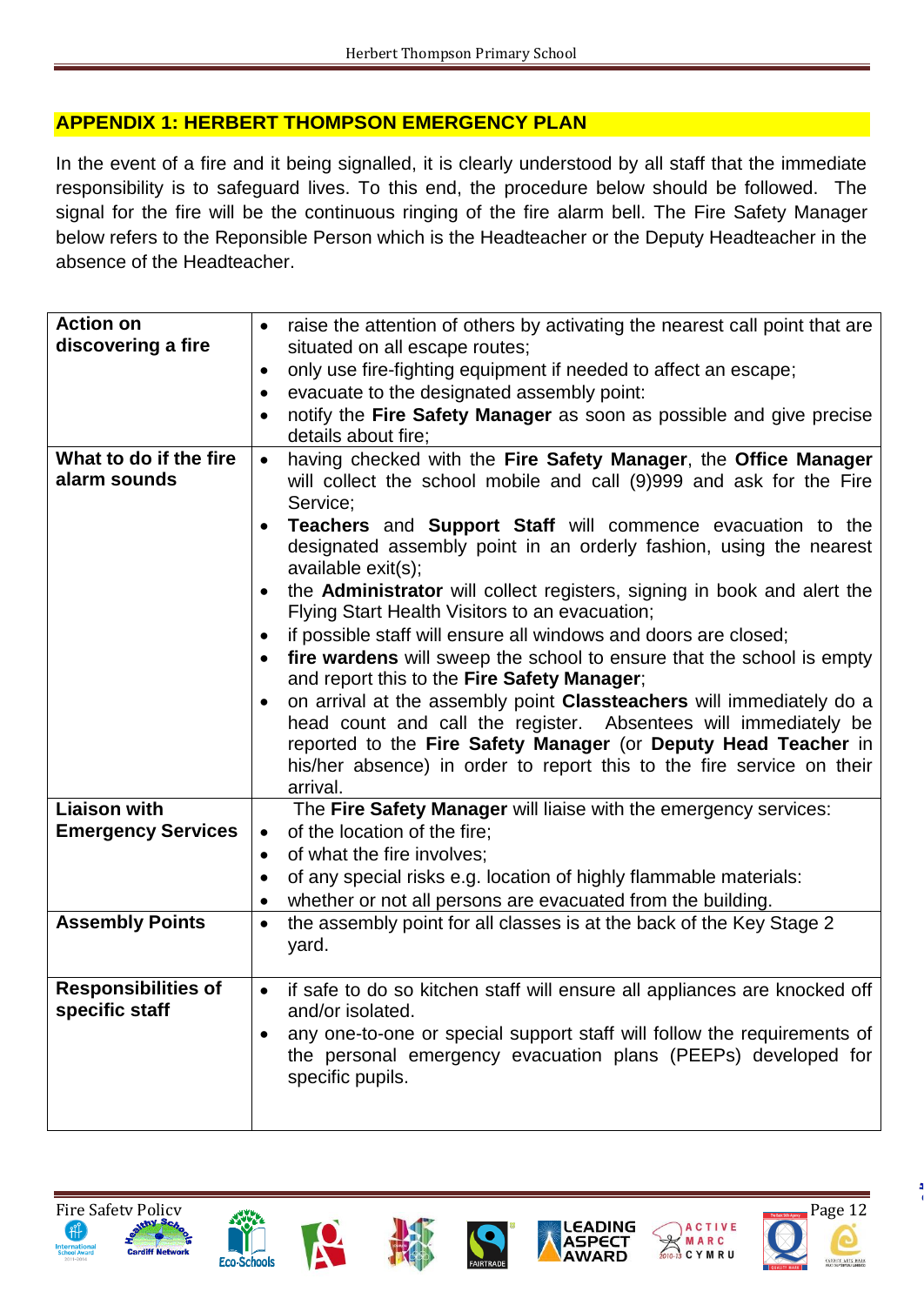## APPENDIX 1: HERBERT THOMPSON EMERGENCY PLAN

In the event of a fire and it being signalled, it is clearly understood by all staff that the immediate responsibility is to safeguard lives. To this end, the procedure below should be followed. The signal for the fire will be the continuous ringing of the fire alarm bell. The Fire Safety Manager below refers to the Reponsible Person which is the Headteacher or the Deputy Headteacher in the absence of the Headteacher.

| | |
|---|---|
| **Action on discovering a fire** | • raise the attention of others by activating the nearest call point that are situated on all escape routes;<br>• only use fire-fighting equipment if needed to affect an escape;<br>• evacuate to the designated assembly point:<br>• notify the **Fire Safety Manager** as soon as possible and give precise details about fire; |
| **What to do if the fire alarm sounds** | • having checked with the **Fire Safety Manager**, the **Office Manager** will collect the school mobile and call (9)999 and ask for the Fire Service;<br>• **Teachers** and **Support Staff** will commence evacuation to the designated assembly point in an orderly fashion, using the nearest available exit(s);<br>• the **Administrator** will collect registers, signing in book and alert the Flying Start Health Visitors to an evacuation;<br>• if possible staff will ensure all windows and doors are closed;<br>• **fire wardens** will sweep the school to ensure that the school is empty and report this to the **Fire Safety Manager**;<br>• on arrival at the assembly point **Classteachers** will immediately do a head count and call the register. Absentees will immediately be reported to the **Fire Safety Manager** (or **Deputy Head Teacher** in his/her absence) in order to report this to the fire service on their arrival. |
| **Liaison with Emergency Services** | The **Fire Safety Manager** will liaise with the emergency services:<br>• of the location of the fire;<br>• of what the fire involves;<br>• of any special risks e.g. location of highly flammable materials:<br>• whether or not all persons are evacuated from the building. |
| **Assembly Points** | • the assembly point for all classes is at the back of the Key Stage 2 yard. |
| **Responsibilities of specific staff** | • if safe to do so kitchen staff will ensure all appliances are knocked off and/or isolated.<br>• any one-to-one or special support staff will follow the requirements of the personal emergency evacuation plans (PEEPs) developed for specific pupils. |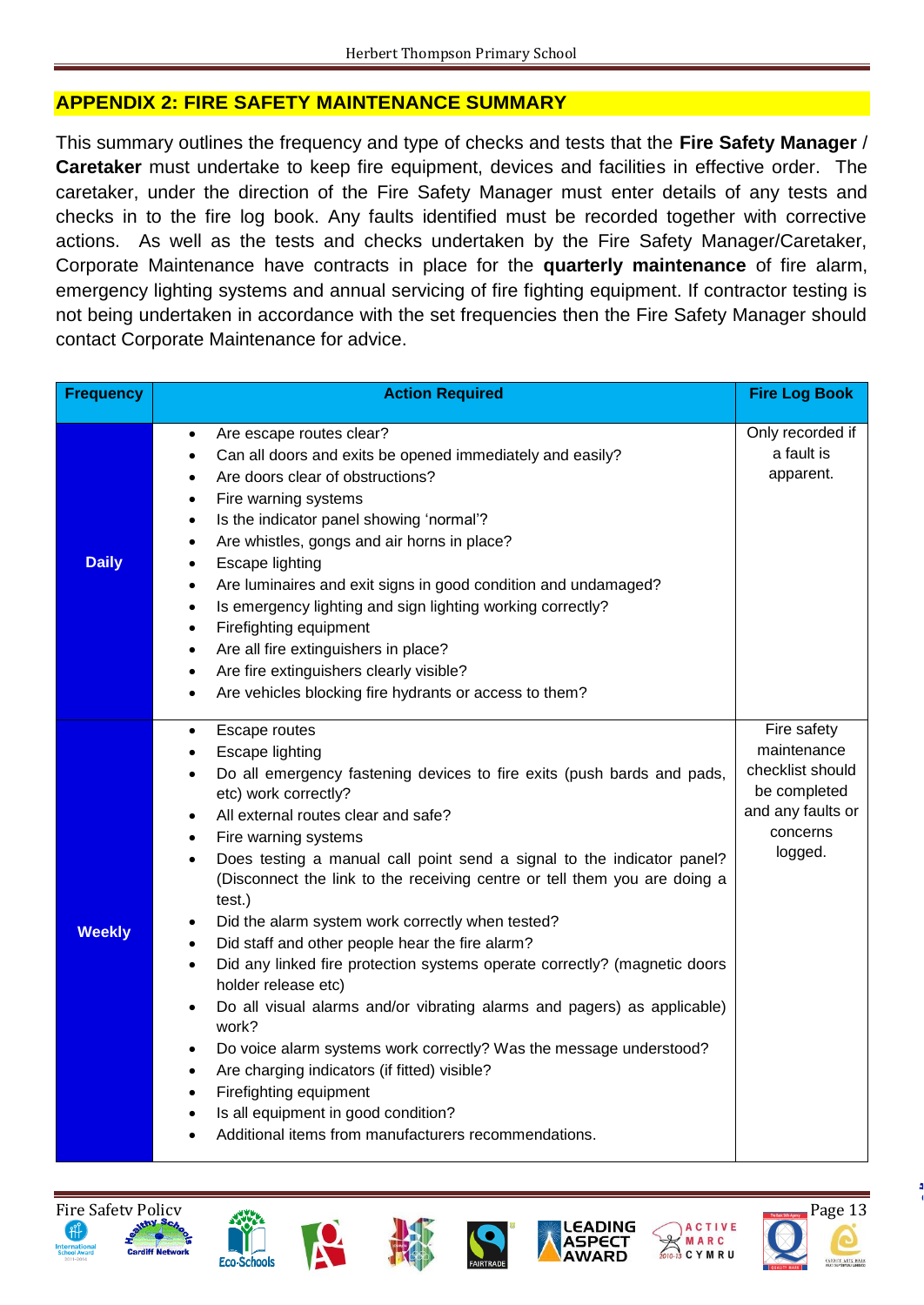## APPENDIX 2: FIRE SAFETY MAINTENANCE SUMMARY

This summary outlines the frequency and type of checks and tests that the **Fire Safety Manager** / **Caretaker** must undertake to keep fire equipment, devices and facilities in effective order. The caretaker, under the direction of the Fire Safety Manager must enter details of any tests and checks in to the fire log book. Any faults identified must be recorded together with corrective actions. As well as the tests and checks undertaken by the Fire Safety Manager/Caretaker, Corporate Maintenance have contracts in place for the **quarterly maintenance** of fire alarm, emergency lighting systems and annual servicing of fire fighting equipment. If contractor testing is not being undertaken in accordance with the set frequencies then the Fire Safety Manager should contact Corporate Maintenance for advice.

| Frequency | Action Required | Fire Log Book |
|---|---|---|
| **Daily** | • Are escape routes clear?<br>• Can all doors and exits be opened immediately and easily?<br>• Are doors clear of obstructions?<br>• Fire warning systems<br>• Is the indicator panel showing 'normal'?<br>• Are whistles, gongs and air horns in place?<br>• Escape lighting<br>• Are luminaires and exit signs in good condition and undamaged?<br>• Is emergency lighting and sign lighting working correctly?<br>• Firefighting equipment<br>• Are all fire extinguishers in place?<br>• Are fire extinguishers clearly visible?<br>• Are vehicles blocking fire hydrants or access to them? | Only recorded if a fault is apparent. |
| **Weekly** | • Escape routes<br>• Escape lighting<br>• Do all emergency fastening devices to fire exits (push bards and pads, etc) work correctly?<br>• All external routes clear and safe?<br>• Fire warning systems<br>• Does testing a manual call point send a signal to the indicator panel? (Disconnect the link to the receiving centre or tell them you are doing a test.)<br>• Did the alarm system work correctly when tested?<br>• Did staff and other people hear the fire alarm?<br>• Did any linked fire protection systems operate correctly? (magnetic doors holder release etc)<br>• Do all visual alarms and/or vibrating alarms and pagers) as applicable) work?<br>• Do voice alarm systems work correctly? Was the message understood?<br>• Are charging indicators (if fitted) visible?<br>• Firefighting equipment<br>• Is all equipment in good condition?<br>• Additional items from manufacturers recommendations. | Fire safety maintenance checklist should be completed and any faults or concerns logged. |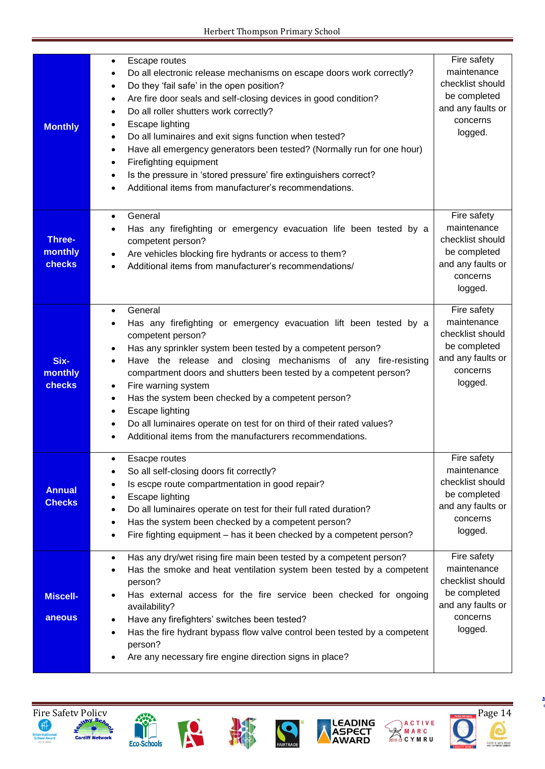| | | |
|---|---|---|
| **Monthly** | • Escape routes<br>• Do all electronic release mechanisms on escape doors work correctly?<br>• Do they 'fail safe' in the open position?<br>• Are fire door seals and self-closing devices in good condition?<br>• Do all roller shutters work correctly?<br>• Escape lighting<br>• Do all luminaires and exit signs function when tested?<br>• Have all emergency generators been tested? (Normally run for one hour)<br>• Firefighting equipment<br>• Is the pressure in 'stored pressure' fire extinguishers correct?<br>• Additional items from manufacturer's recommendations. | Fire safety maintenance checklist should be completed and any faults or concerns logged. |
| **Three-monthly checks** | • General<br>• Has any firefighting or emergency evacuation life been tested by a competent person?<br>• Are vehicles blocking fire hydrants or access to them?<br>• Additional items from manufacturer's recommendations/ | Fire safety maintenance checklist should be completed and any faults or concerns logged. |
| **Six-monthly checks** | • General<br>• Has any firefighting or emergency evacuation lift been tested by a competent person?<br>• Has any sprinkler system been tested by a competent person?<br>• Have the release and closing mechanisms of any fire-resisting compartment doors and shutters been tested by a competent person?<br>• Fire warning system<br>• Has the system been checked by a competent person?<br>• Escape lighting<br>• Do all luminaires operate on test for on third of their rated values?<br>• Additional items from the manufacturers recommendations. | Fire safety maintenance checklist should be completed and any faults or concerns logged. |
| **Annual Checks** | • Esacpe routes<br>• So all self-closing doors fit correctly?<br>• Is escpe route compartmentation in good repair?<br>• Escape lighting<br>• Do all luminaires operate on test for their full rated duration?<br>• Has the system been checked by a competent person?<br>• Fire fighting equipment – has it been checked by a competent person? | Fire safety maintenance checklist should be completed and any faults or concerns logged. |
| **Miscell-aneous** | • Has any dry/wet rising fire main been tested by a competent person?<br>• Has the smoke and heat ventilation system been tested by a competent person?<br>• Has external access for the fire service been checked for ongoing availability?<br>• Have any firefighters' switches been tested?<br>• Has the fire hydrant bypass flow valve control been tested by a competent person?<br>• Are any necessary fire engine direction signs in place? | Fire safety maintenance checklist should be completed and any faults or concerns logged. |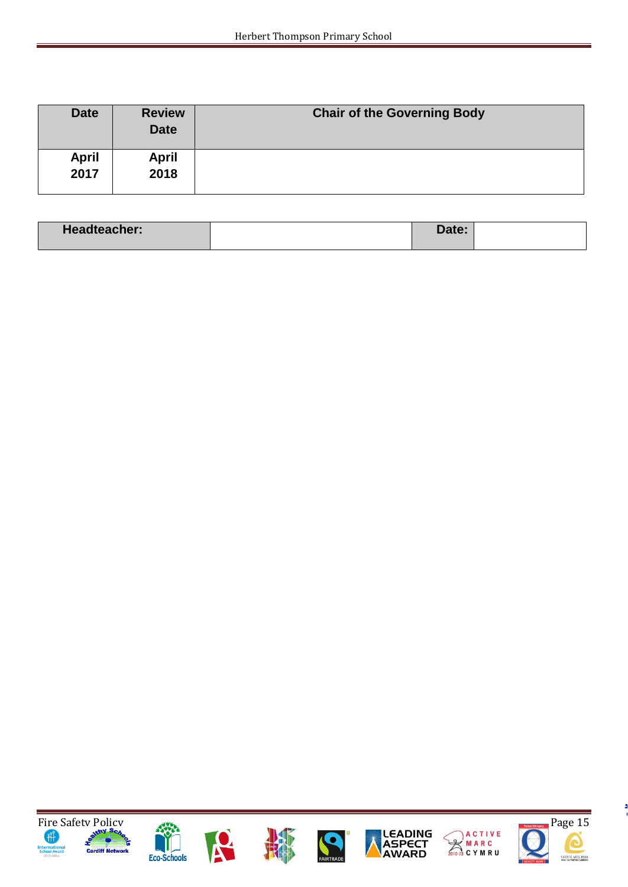| Date | Review Date | Chair of the Governing Body |
|---|---|---|
| April 2017 | April 2018 | |

| Headteacher: | | Date: | |
|---|---|---|---|